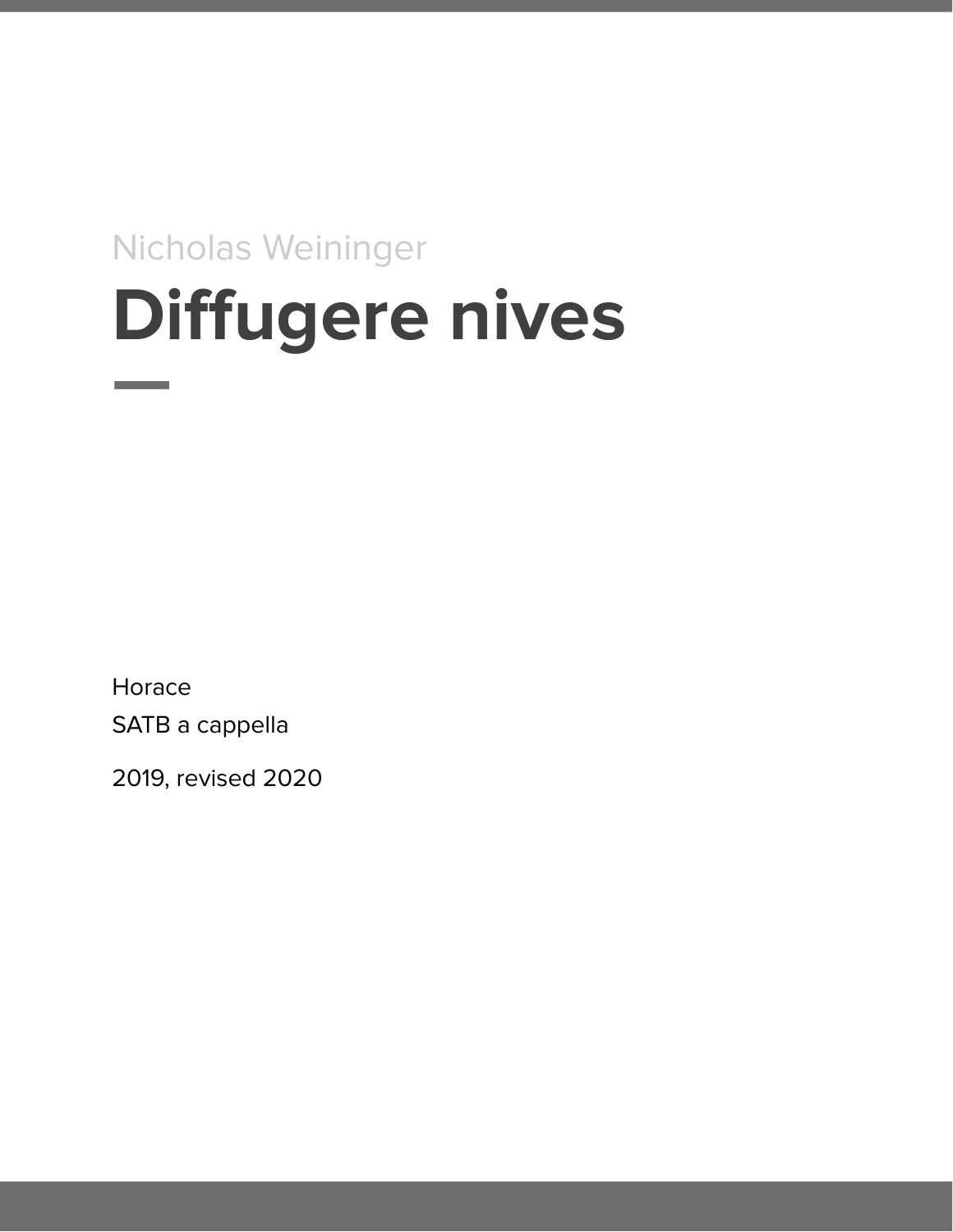Nicholas Weininger

# Diffugere nives

Horace

SATB a cappella

2019, revised 2020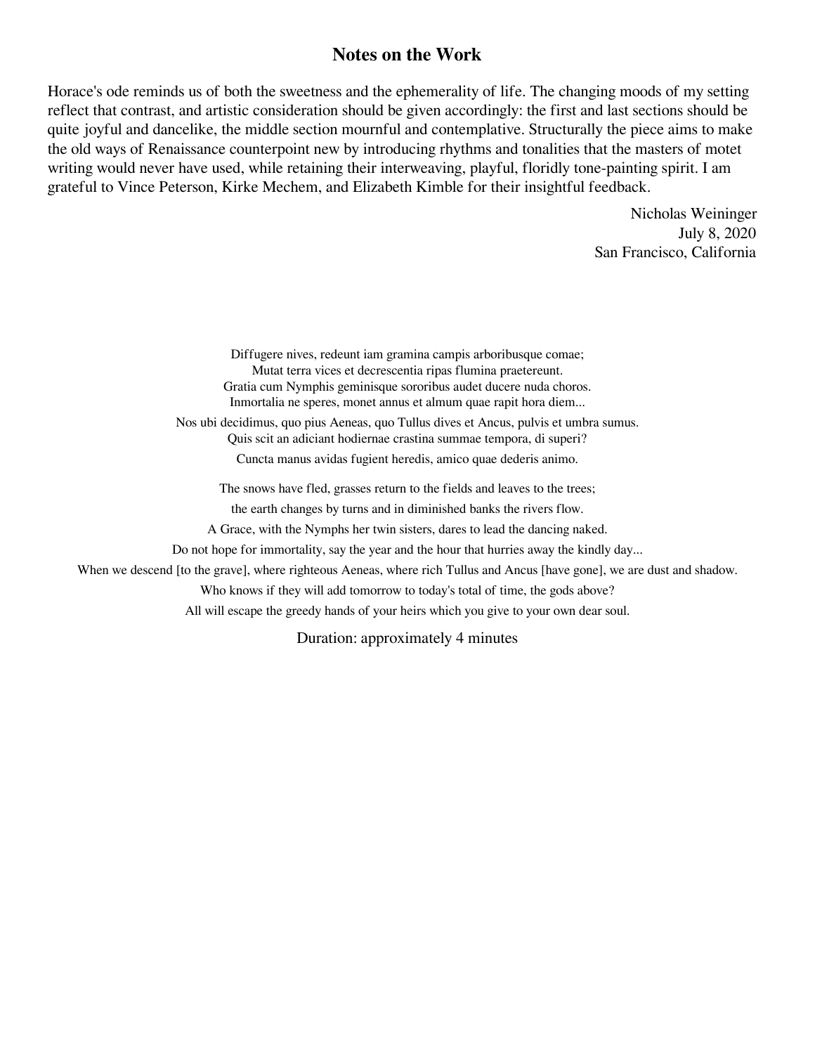## Notes on the Work

Horace's ode reminds us of both the sweetness and the ephemerality of life. The changing moods of my setting reflect that contrast, and artistic consideration should be given accordingly: the first and last sections should be quite joyful and dancelike, the middle section mournful and contemplative. Structurally the piece aims to make the old ways of Renaissance counterpoint new by introducing rhythms and tonalities that the masters of motet writing would never have used, while retaining their interweaving, playful, floridly tone-painting spirit. I am grateful to Vince Peterson, Kirke Mechem, and Elizabeth Kimble for their insightful feedback.

Nicholas Weininger
July 8, 2020
San Francisco, California

Diffugere nives, redeunt iam gramina campis arboribusque comae;
Mutat terra vices et decrescentia ripas flumina praetereunt.
Gratia cum Nymphis geminisque sororibus audet ducere nuda choros.
Inmortalia ne speres, monet annus et almum quae rapit hora diem...

Nos ubi decidimus, quo pius Aeneas, quo Tullus dives et Ancus, pulvis et umbra sumus.
Quis scit an adiciant hodiernae crastina summae tempora, di superi?

Cuncta manus avidas fugient heredis, amico quae dederis animo.

The snows have fled, grasses return to the fields and leaves to the trees;

the earth changes by turns and in diminished banks the rivers flow.

A Grace, with the Nymphs her twin sisters, dares to lead the dancing naked.

Do not hope for immortality, say the year and the hour that hurries away the kindly day...

When we descend [to the grave], where righteous Aeneas, where rich Tullus and Ancus [have gone], we are dust and shadow.

Who knows if they will add tomorrow to today's total of time, the gods above?

All will escape the greedy hands of your heirs which you give to your own dear soul.

Duration: approximately 4 minutes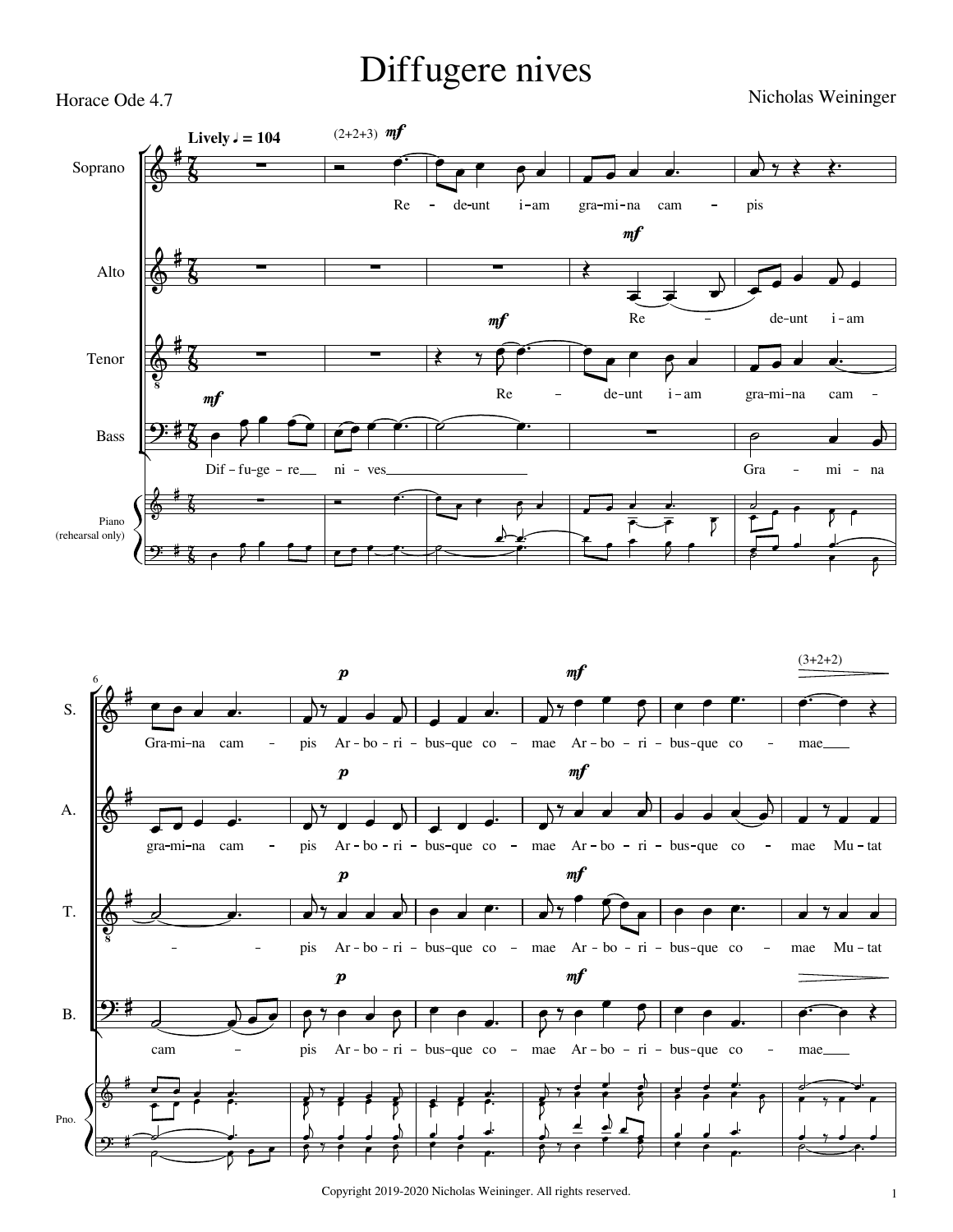# Diffugere nives

Horace Ode 4.7

Nicholas Weininger

Copyright 2019-2020 Nicholas Weininger. All rights reserved.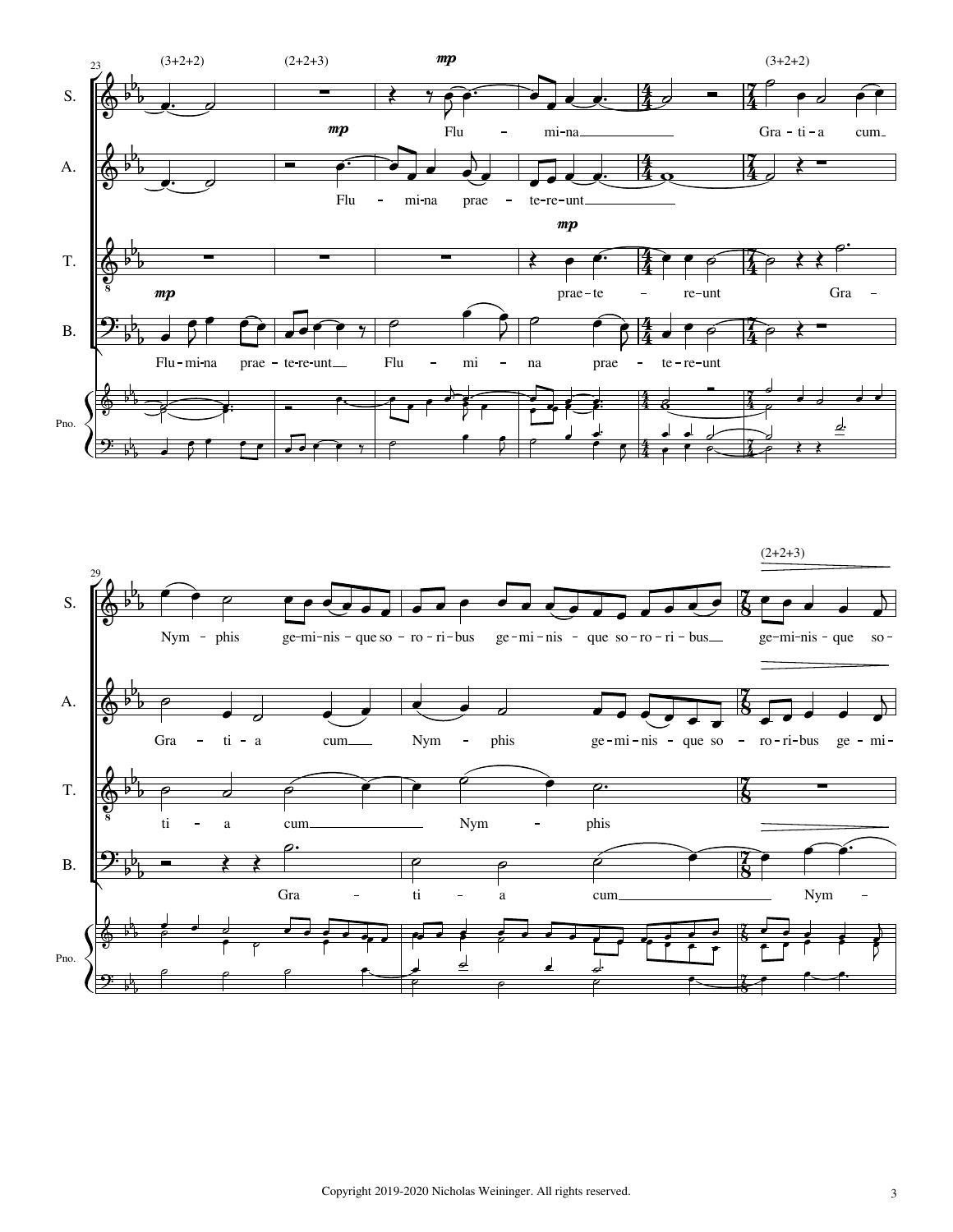23

(3+2+2) (2+2+3) *mp* (3+2+2)

S. Flu – mi-na Gra-ti-a cum

A. *mp* Flu – mi-na prae – te-re-unt

T. *mp* prae-te – re-unt Gra –

B. *mp* Flu-mi-na prae-te-re-unt Flu – mi – na prae – te-re-unt

Pno.

29

(2+2+3)

S. Nym – phis ge-mi-nis-que so-ro-ri-bus ge-mi-nis-que so-ro-ri-bus ge-mi-nis-que so-

A. Gra – ti-a cum Nym – phis ge-mi-nis-que so-ro-ri-bus ge-mi-

T. ti – a cum Nym – phis

B. Gra – ti – a cum Nym –

Pno.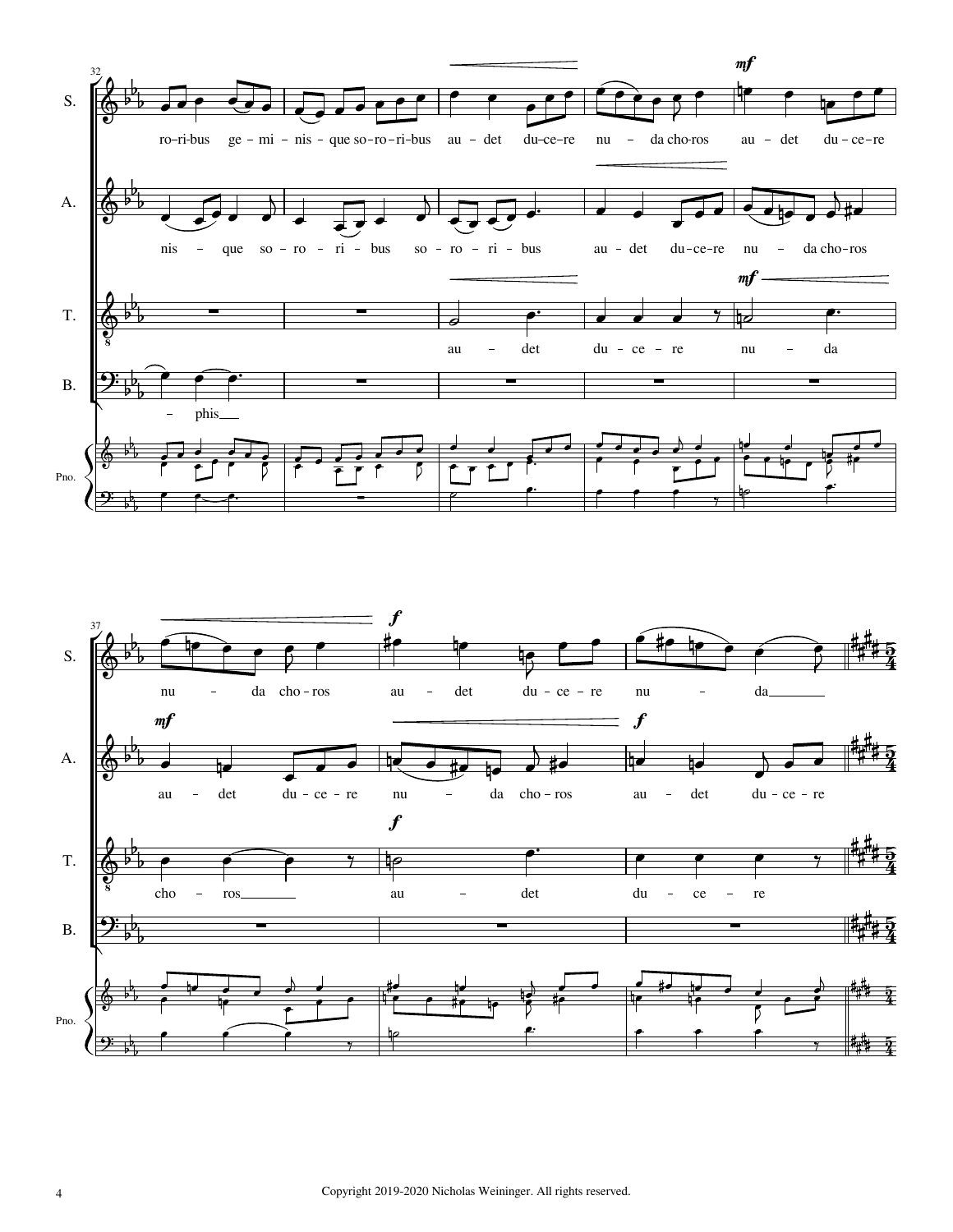Copyright 2019-2020 Nicholas Weininger. All rights reserved.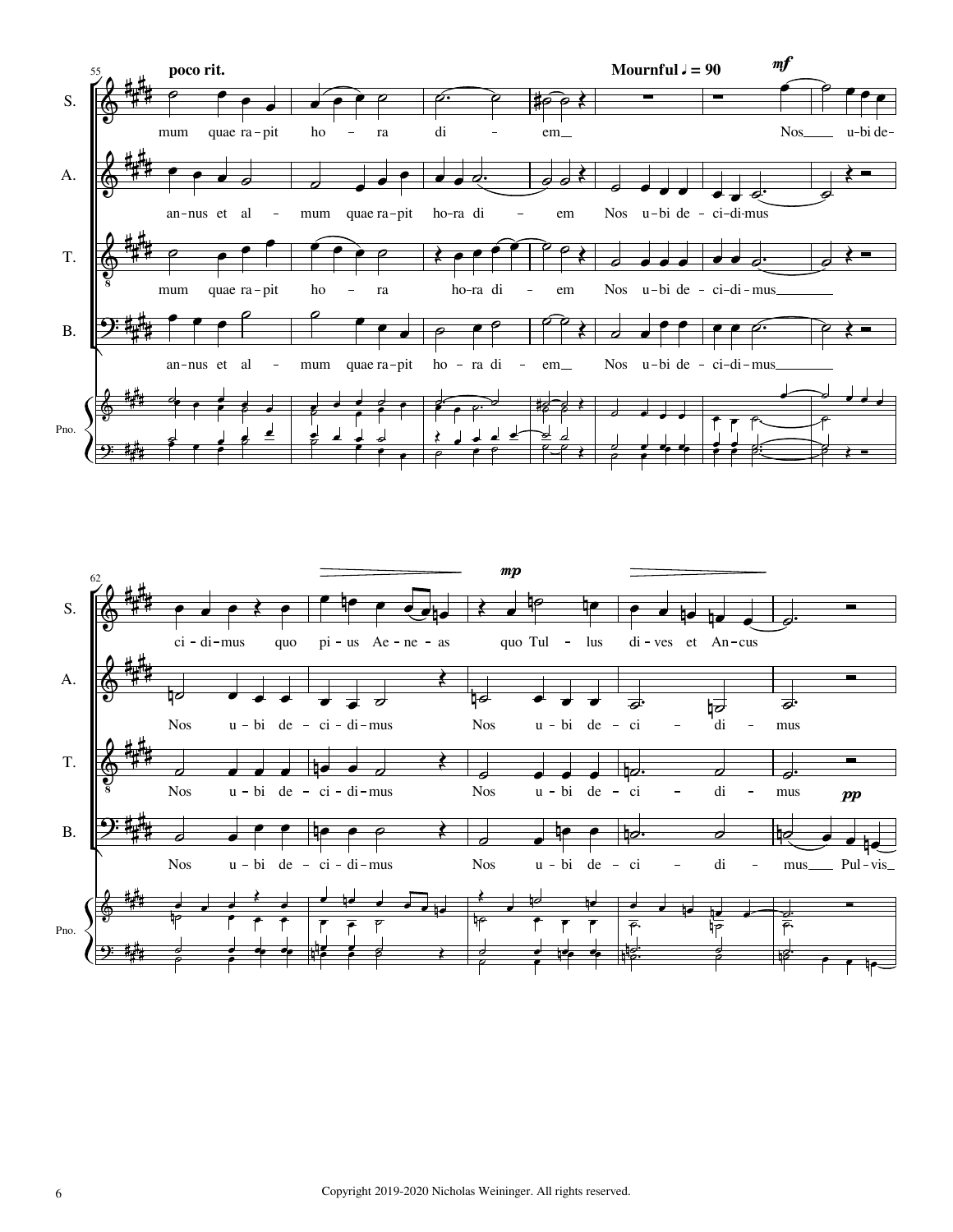poco rit.

Mournful ♩ = 90

*mf*

S. mum quae ra-pit ho – ra di – em Nos u-bi de-

A. an-nus et al – mum quae ra-pit ho-ra di – em Nos u-bi de – ci-di-mus

T. mum quae ra-pit ho – ra ho-ra di – em Nos u-bi de – ci-di-mus

B. an-nus et al – mum quae ra-pit ho – ra di – em Nos u-bi de – ci-di-mus

Pno.

*mp*

S. ci-di-mus quo pi-us Ae-ne-as quo Tul – lus di-ves et An-cus

A. Nos u-bi de – ci-di-mus Nos u-bi de – ci – di – mus

T. Nos u-bi de – ci-di-mus Nos u-bi de – ci – di – mus

*pp*

B. Nos u-bi de – ci-di-mus Nos u-bi de – ci – di – mus Pul-vis

Pno.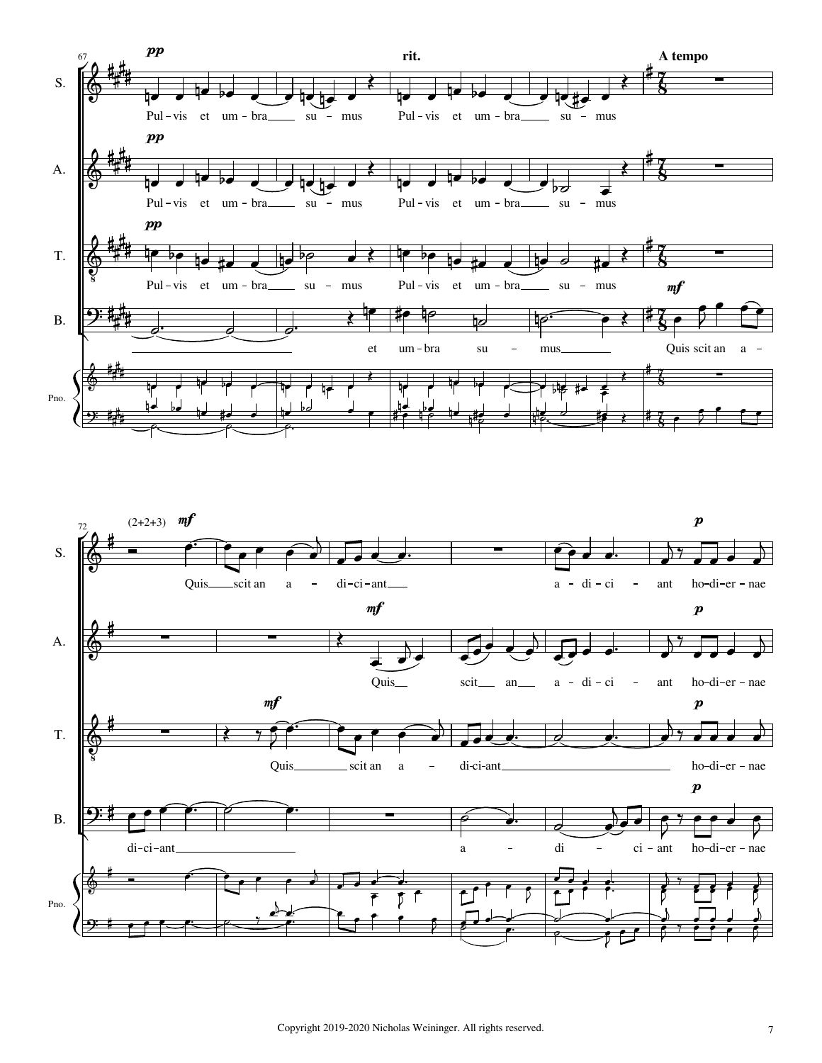67

S. A. T. B. Pno.

*pp*

Pul - vis et um - bra su - mus Pul - vis et um - bra su - mus

**rit.**

**A tempo**

et um - bra su - mus

*mf*

Quis scit an a -

72

(2+2+3)

*mf*

Quis scit an a - di - ci - ant a - di - ci - ant ho - di - er - nae

*mf*

Quis scit an a - di - ci - ant ho - di - er - nae

*mf*

Quis scit an a - di - ci - ant ho - di - er - nae

di - ci - ant a - di - ci - ant ho - di - er - nae

*p*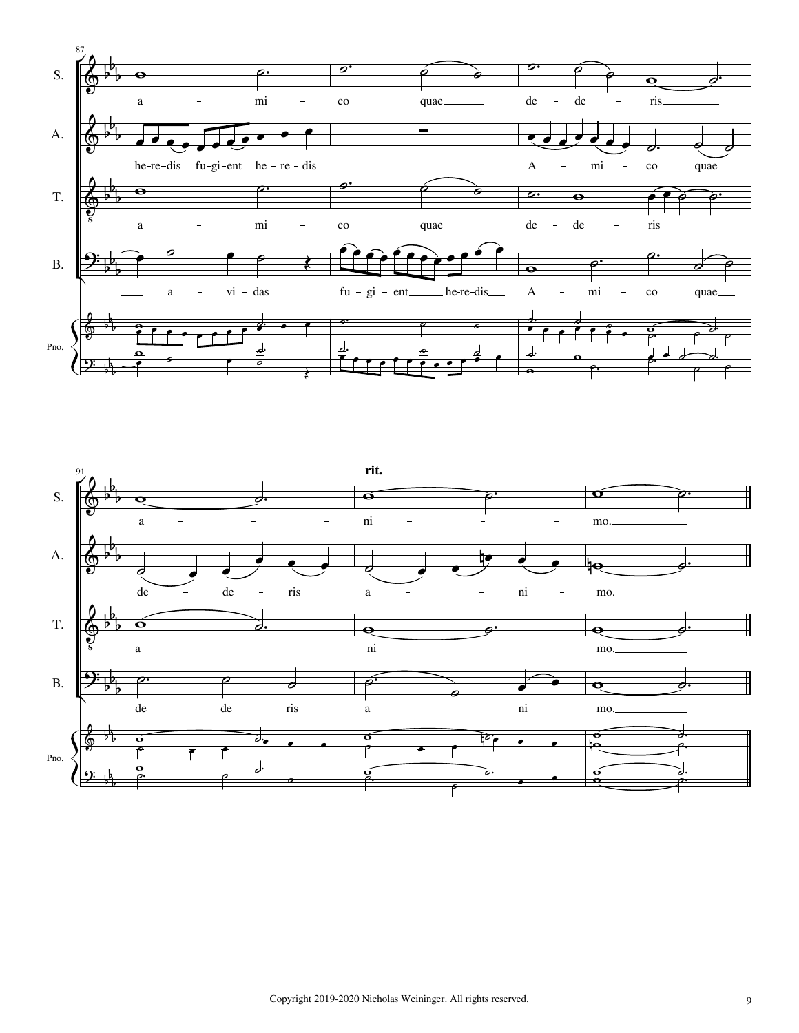87

S. a - mi - co quae de - de - ris

A. he-re-dis fu-gi-ent he - re - dis A - mi - co quae

T. a - mi - co quae de - de - ris

B. a - vi - das fu - gi - ent he-re-dis A - mi - co quae

Pno.

91

**rit.**

S. a - ni - mo.

A. de - de - ris a - ni - mo.

T. a - ni - mo.

B. de - de - ris a - ni - mo.

Pno.